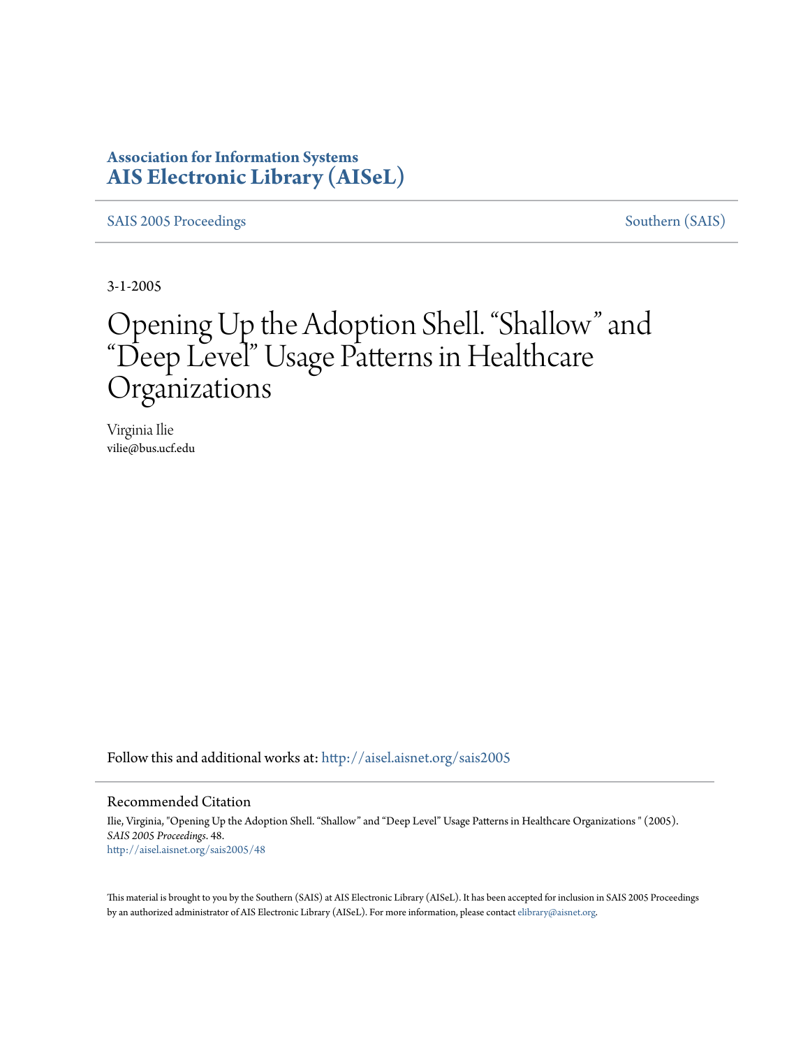**Association for Information Systems**
**AIS Electronic Library (AISeL)**

SAIS 2005 Proceedings | Southern (SAIS)

3-1-2005

# Opening Up the Adoption Shell. "Shallow" and "Deep Level" Usage Patterns in Healthcare Organizations

Virginia Ilie
vilie@bus.ucf.edu

Follow this and additional works at: http://aisel.aisnet.org/sais2005

## Recommended Citation

Ilie, Virginia, "Opening Up the Adoption Shell. "Shallow" and "Deep Level" Usage Patterns in Healthcare Organizations " (2005). *SAIS 2005 Proceedings*. 48.
http://aisel.aisnet.org/sais2005/48

This material is brought to you by the Southern (SAIS) at AIS Electronic Library (AISeL). It has been accepted for inclusion in SAIS 2005 Proceedings by an authorized administrator of AIS Electronic Library (AISeL). For more information, please contact elibrary@aisnet.org.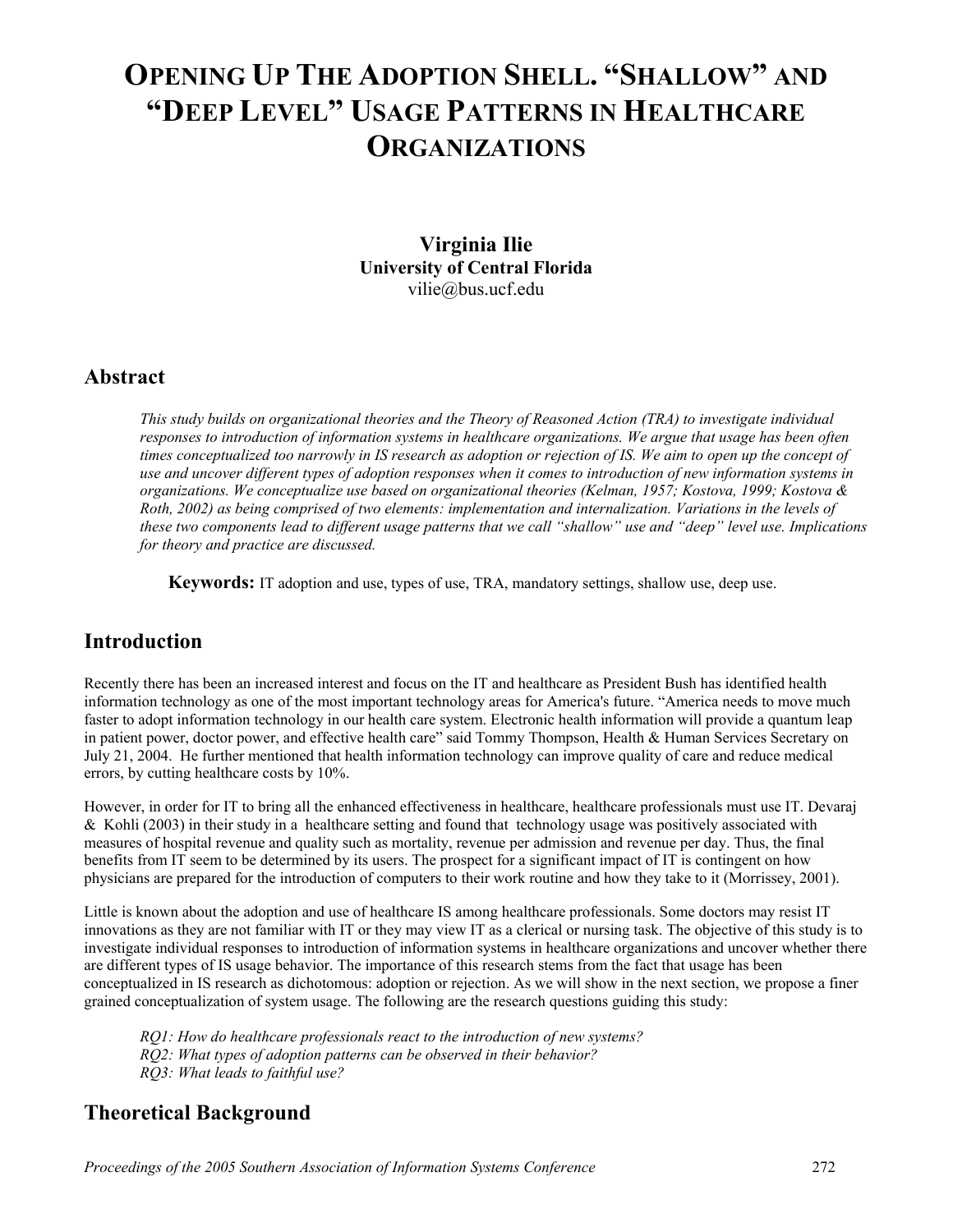# OPENING UP THE ADOPTION SHELL. "SHALLOW" AND "DEEP LEVEL" USAGE PATTERNS IN HEALTHCARE ORGANIZATIONS

**Virginia Ilie**
**University of Central Florida**
vilie@bus.ucf.edu

## Abstract

*This study builds on organizational theories and the Theory of Reasoned Action (TRA) to investigate individual responses to introduction of information systems in healthcare organizations. We argue that usage has been often times conceptualized too narrowly in IS research as adoption or rejection of IS. We aim to open up the concept of use and uncover different types of adoption responses when it comes to introduction of new information systems in organizations. We conceptualize use based on organizational theories (Kelman, 1957; Kostova, 1999; Kostova & Roth, 2002) as being comprised of two elements: implementation and internalization. Variations in the levels of these two components lead to different usage patterns that we call "shallow" use and "deep" level use. Implications for theory and practice are discussed.*

**Keywords:** IT adoption and use, types of use, TRA, mandatory settings, shallow use, deep use.

## Introduction

Recently there has been an increased interest and focus on the IT and healthcare as President Bush has identified health information technology as one of the most important technology areas for America's future. "America needs to move much faster to adopt information technology in our health care system. Electronic health information will provide a quantum leap in patient power, doctor power, and effective health care" said Tommy Thompson, Health & Human Services Secretary on July 21, 2004. He further mentioned that health information technology can improve quality of care and reduce medical errors, by cutting healthcare costs by 10%.

However, in order for IT to bring all the enhanced effectiveness in healthcare, healthcare professionals must use IT. Devaraj & Kohli (2003) in their study in a healthcare setting and found that technology usage was positively associated with measures of hospital revenue and quality such as mortality, revenue per admission and revenue per day. Thus, the final benefits from IT seem to be determined by its users. The prospect for a significant impact of IT is contingent on how physicians are prepared for the introduction of computers to their work routine and how they take to it (Morrissey, 2001).

Little is known about the adoption and use of healthcare IS among healthcare professionals. Some doctors may resist IT innovations as they are not familiar with IT or they may view IT as a clerical or nursing task. The objective of this study is to investigate individual responses to introduction of information systems in healthcare organizations and uncover whether there are different types of IS usage behavior. The importance of this research stems from the fact that usage has been conceptualized in IS research as dichotomous: adoption or rejection. As we will show in the next section, we propose a finer grained conceptualization of system usage. The following are the research questions guiding this study:

*RQ1: How do healthcare professionals react to the introduction of new systems?*
*RQ2: What types of adoption patterns can be observed in their behavior?*
*RQ3: What leads to faithful use?*

## Theoretical Background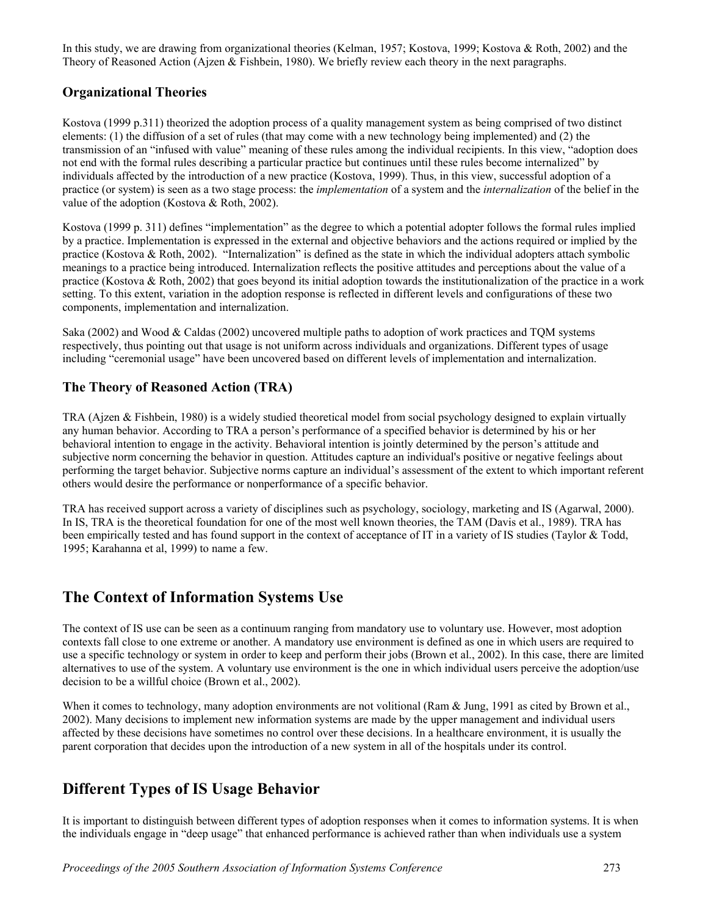In this study, we are drawing from organizational theories (Kelman, 1957; Kostova, 1999; Kostova & Roth, 2002) and the Theory of Reasoned Action (Ajzen & Fishbein, 1980). We briefly review each theory in the next paragraphs.

### Organizational Theories

Kostova (1999 p.311) theorized the adoption process of a quality management system as being comprised of two distinct elements: (1) the diffusion of a set of rules (that may come with a new technology being implemented) and (2) the transmission of an "infused with value" meaning of these rules among the individual recipients. In this view, "adoption does not end with the formal rules describing a particular practice but continues until these rules become internalized" by individuals affected by the introduction of a new practice (Kostova, 1999). Thus, in this view, successful adoption of a practice (or system) is seen as a two stage process: the *implementation* of a system and the *internalization* of the belief in the value of the adoption (Kostova & Roth, 2002).

Kostova (1999 p. 311) defines "implementation" as the degree to which a potential adopter follows the formal rules implied by a practice. Implementation is expressed in the external and objective behaviors and the actions required or implied by the practice (Kostova & Roth, 2002). "Internalization" is defined as the state in which the individual adopters attach symbolic meanings to a practice being introduced. Internalization reflects the positive attitudes and perceptions about the value of a practice (Kostova & Roth, 2002) that goes beyond its initial adoption towards the institutionalization of the practice in a work setting. To this extent, variation in the adoption response is reflected in different levels and configurations of these two components, implementation and internalization.

Saka (2002) and Wood & Caldas (2002) uncovered multiple paths to adoption of work practices and TQM systems respectively, thus pointing out that usage is not uniform across individuals and organizations. Different types of usage including "ceremonial usage" have been uncovered based on different levels of implementation and internalization.

### The Theory of Reasoned Action (TRA)

TRA (Ajzen & Fishbein, 1980) is a widely studied theoretical model from social psychology designed to explain virtually any human behavior. According to TRA a person's performance of a specified behavior is determined by his or her behavioral intention to engage in the activity. Behavioral intention is jointly determined by the person's attitude and subjective norm concerning the behavior in question. Attitudes capture an individual's positive or negative feelings about performing the target behavior. Subjective norms capture an individual's assessment of the extent to which important referent others would desire the performance or nonperformance of a specific behavior.

TRA has received support across a variety of disciplines such as psychology, sociology, marketing and IS (Agarwal, 2000). In IS, TRA is the theoretical foundation for one of the most well known theories, the TAM (Davis et al., 1989). TRA has been empirically tested and has found support in the context of acceptance of IT in a variety of IS studies (Taylor & Todd, 1995; Karahanna et al, 1999) to name a few.

## The Context of Information Systems Use

The context of IS use can be seen as a continuum ranging from mandatory use to voluntary use. However, most adoption contexts fall close to one extreme or another. A mandatory use environment is defined as one in which users are required to use a specific technology or system in order to keep and perform their jobs (Brown et al., 2002). In this case, there are limited alternatives to use of the system. A voluntary use environment is the one in which individual users perceive the adoption/use decision to be a willful choice (Brown et al., 2002).

When it comes to technology, many adoption environments are not volitional (Ram & Jung, 1991 as cited by Brown et al., 2002). Many decisions to implement new information systems are made by the upper management and individual users affected by these decisions have sometimes no control over these decisions. In a healthcare environment, it is usually the parent corporation that decides upon the introduction of a new system in all of the hospitals under its control.

## Different Types of IS Usage Behavior

It is important to distinguish between different types of adoption responses when it comes to information systems. It is when the individuals engage in "deep usage" that enhanced performance is achieved rather than when individuals use a system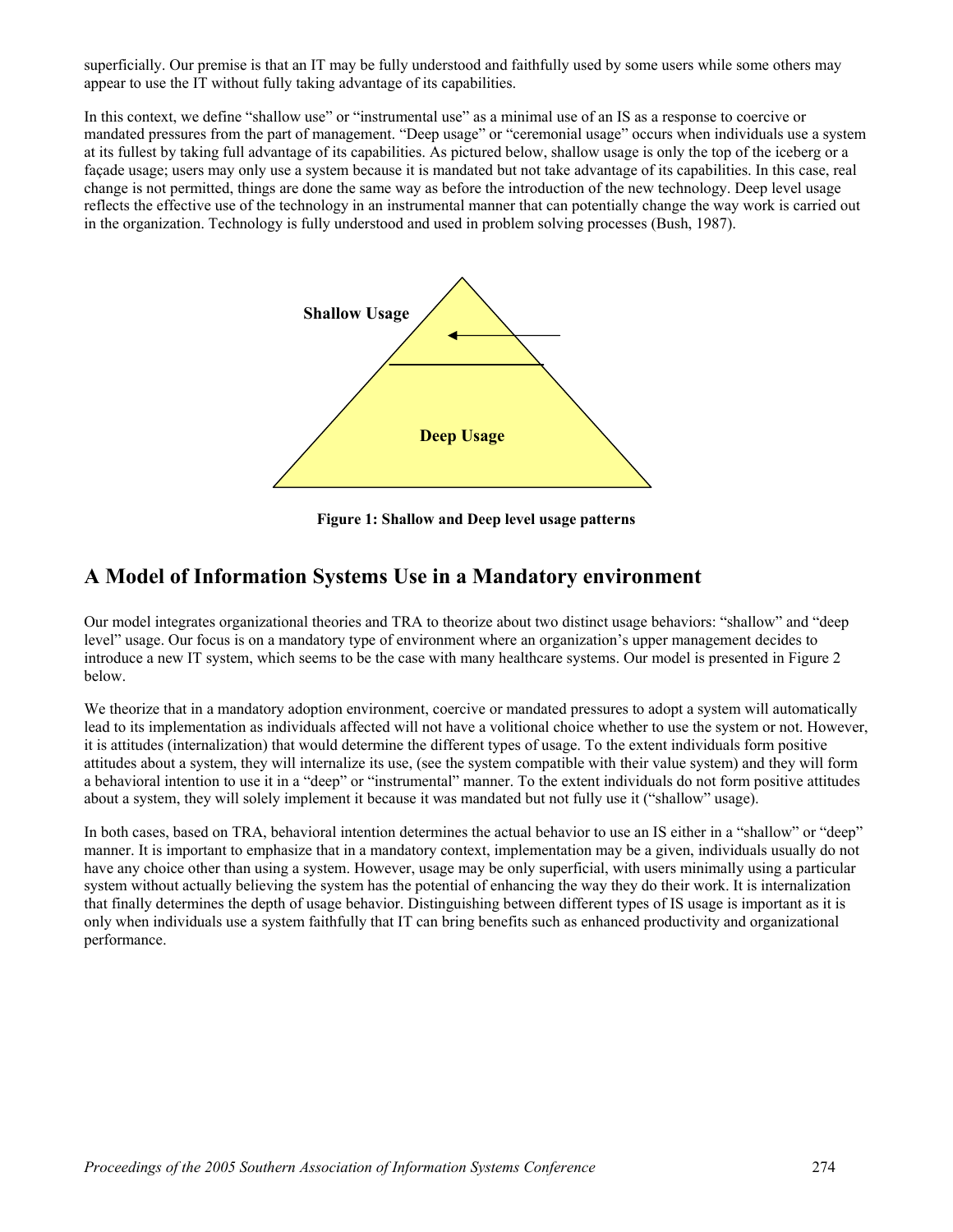superficially. Our premise is that an IT may be fully understood and faithfully used by some users while some others may appear to use the IT without fully taking advantage of its capabilities.

In this context, we define "shallow use" or "instrumental use" as a minimal use of an IS as a response to coercive or mandated pressures from the part of management. "Deep usage" or "ceremonial usage" occurs when individuals use a system at its fullest by taking full advantage of its capabilities. As pictured below, shallow usage is only the top of the iceberg or a façade usage; users may only use a system because it is mandated but not take advantage of its capabilities. In this case, real change is not permitted, things are done the same way as before the introduction of the new technology. Deep level usage reflects the effective use of the technology in an instrumental manner that can potentially change the way work is carried out in the organization. Technology is fully understood and used in problem solving processes (Bush, 1987).

**Shallow Usage**

**Deep Usage**

**Figure 1: Shallow and Deep level usage patterns**

## A Model of Information Systems Use in a Mandatory environment

Our model integrates organizational theories and TRA to theorize about two distinct usage behaviors: "shallow" and "deep level" usage. Our focus is on a mandatory type of environment where an organization's upper management decides to introduce a new IT system, which seems to be the case with many healthcare systems. Our model is presented in Figure 2 below.

We theorize that in a mandatory adoption environment, coercive or mandated pressures to adopt a system will automatically lead to its implementation as individuals affected will not have a volitional choice whether to use the system or not. However, it is attitudes (internalization) that would determine the different types of usage. To the extent individuals form positive attitudes about a system, they will internalize its use, (see the system compatible with their value system) and they will form a behavioral intention to use it in a "deep" or "instrumental" manner. To the extent individuals do not form positive attitudes about a system, they will solely implement it because it was mandated but not fully use it ("shallow" usage).

In both cases, based on TRA, behavioral intention determines the actual behavior to use an IS either in a "shallow" or "deep" manner. It is important to emphasize that in a mandatory context, implementation may be a given, individuals usually do not have any choice other than using a system. However, usage may be only superficial, with users minimally using a particular system without actually believing the system has the potential of enhancing the way they do their work. It is internalization that finally determines the depth of usage behavior. Distinguishing between different types of IS usage is important as it is only when individuals use a system faithfully that IT can bring benefits such as enhanced productivity and organizational performance.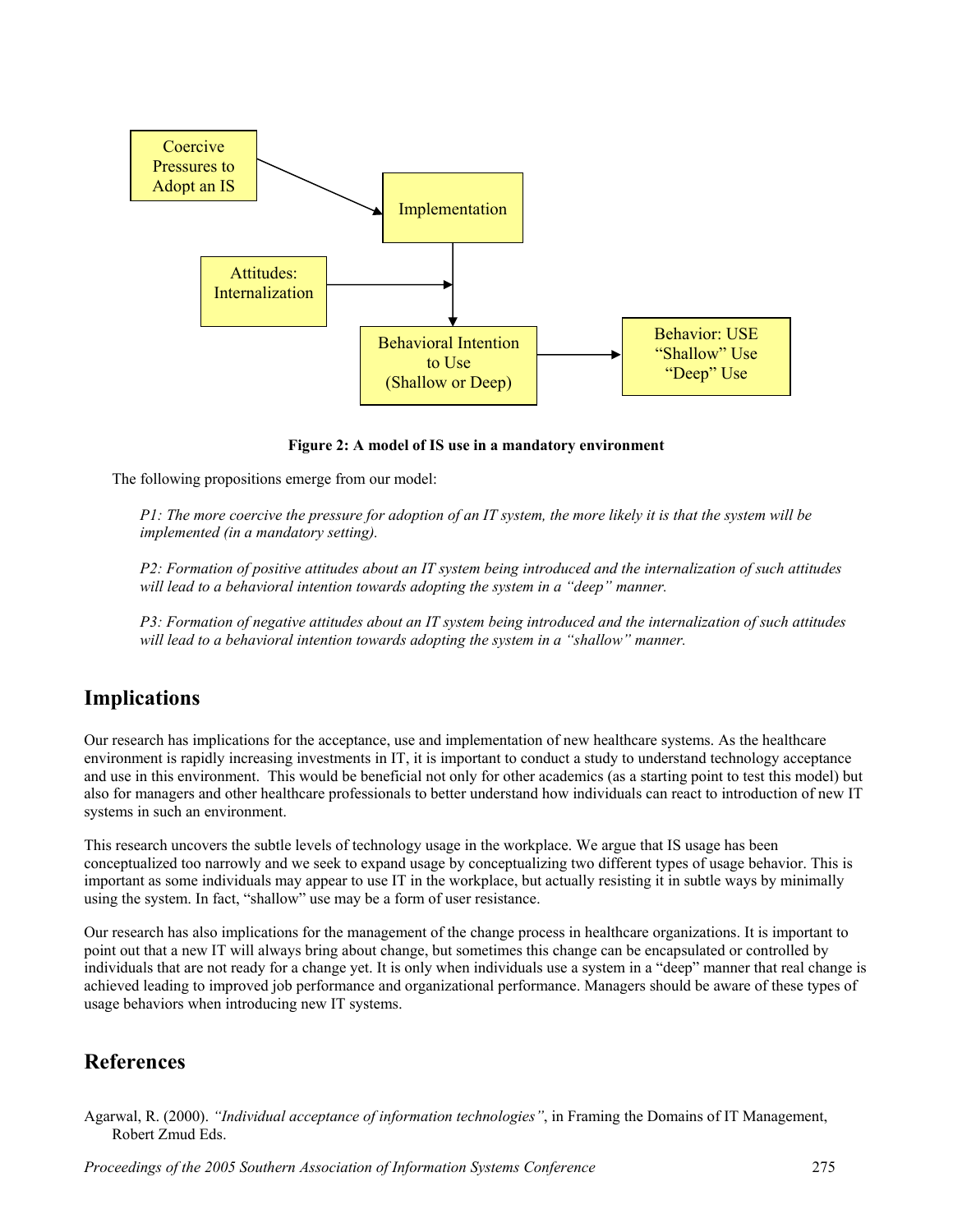Figure 2: A model of IS use in a mandatory environment

The following propositions emerge from our model:

*P1: The more coercive the pressure for adoption of an IT system, the more likely it is that the system will be implemented (in a mandatory setting).*

*P2: Formation of positive attitudes about an IT system being introduced and the internalization of such attitudes will lead to a behavioral intention towards adopting the system in a "deep" manner.*

*P3: Formation of negative attitudes about an IT system being introduced and the internalization of such attitudes will lead to a behavioral intention towards adopting the system in a "shallow" manner.*

## Implications

Our research has implications for the acceptance, use and implementation of new healthcare systems. As the healthcare environment is rapidly increasing investments in IT, it is important to conduct a study to understand technology acceptance and use in this environment. This would be beneficial not only for other academics (as a starting point to test this model) but also for managers and other healthcare professionals to better understand how individuals can react to introduction of new IT systems in such an environment.

This research uncovers the subtle levels of technology usage in the workplace. We argue that IS usage has been conceptualized too narrowly and we seek to expand usage by conceptualizing two different types of usage behavior. This is important as some individuals may appear to use IT in the workplace, but actually resisting it in subtle ways by minimally using the system. In fact, "shallow" use may be a form of user resistance.

Our research has also implications for the management of the change process in healthcare organizations. It is important to point out that a new IT will always bring about change, but sometimes this change can be encapsulated or controlled by individuals that are not ready for a change yet. It is only when individuals use a system in a "deep" manner that real change is achieved leading to improved job performance and organizational performance. Managers should be aware of these types of usage behaviors when introducing new IT systems.

## References

Agarwal, R. (2000). *"Individual acceptance of information technologies"*, in Framing the Domains of IT Management, Robert Zmud Eds.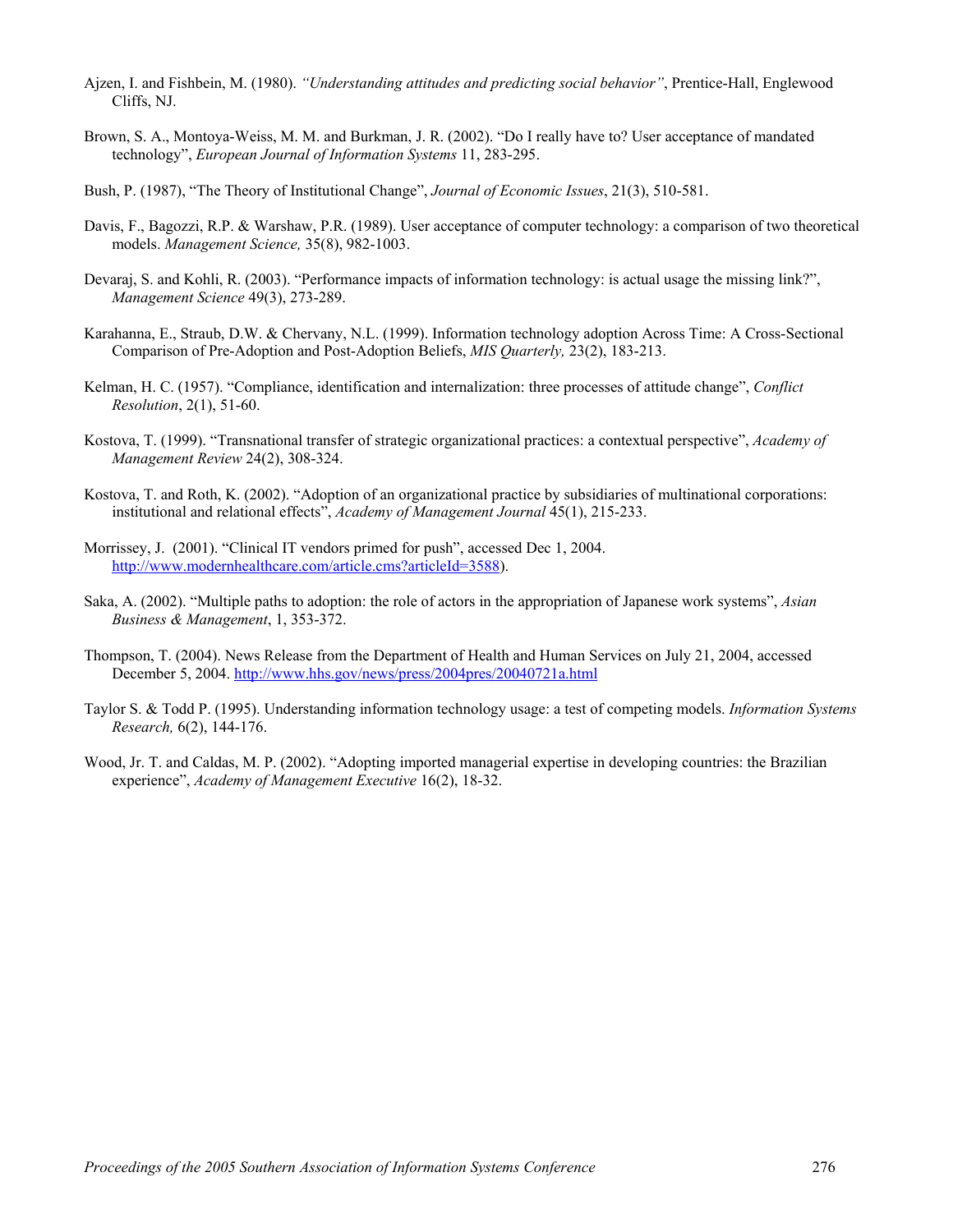Ajzen, I. and Fishbein, M. (1980). *"Understanding attitudes and predicting social behavior"*, Prentice-Hall, Englewood Cliffs, NJ.

Brown, S. A., Montoya-Weiss, M. M. and Burkman, J. R. (2002). "Do I really have to? User acceptance of mandated technology", *European Journal of Information Systems* 11, 283-295.

Bush, P. (1987), "The Theory of Institutional Change", *Journal of Economic Issues*, 21(3), 510-581.

Davis, F., Bagozzi, R.P. & Warshaw, P.R. (1989). User acceptance of computer technology: a comparison of two theoretical models. *Management Science,* 35(8), 982-1003.

Devaraj, S. and Kohli, R. (2003). "Performance impacts of information technology: is actual usage the missing link?", *Management Science* 49(3), 273-289.

Karahanna, E., Straub, D.W. & Chervany, N.L. (1999). Information technology adoption Across Time: A Cross-Sectional Comparison of Pre-Adoption and Post-Adoption Beliefs, *MIS Quarterly,* 23(2), 183-213.

Kelman, H. C. (1957). "Compliance, identification and internalization: three processes of attitude change", *Conflict Resolution*, 2(1), 51-60.

Kostova, T. (1999). "Transnational transfer of strategic organizational practices: a contextual perspective", *Academy of Management Review* 24(2), 308-324.

Kostova, T. and Roth, K. (2002). "Adoption of an organizational practice by subsidiaries of multinational corporations: institutional and relational effects", *Academy of Management Journal* 45(1), 215-233.

Morrissey, J. (2001). "Clinical IT vendors primed for push", accessed Dec 1, 2004. http://www.modernhealthcare.com/article.cms?articleId=3588).

Saka, A. (2002). "Multiple paths to adoption: the role of actors in the appropriation of Japanese work systems", *Asian Business & Management*, 1, 353-372.

Thompson, T. (2004). News Release from the Department of Health and Human Services on July 21, 2004, accessed December 5, 2004. http://www.hhs.gov/news/press/2004pres/20040721a.html

Taylor S. & Todd P. (1995). Understanding information technology usage: a test of competing models. *Information Systems Research,* 6(2), 144-176.

Wood, Jr. T. and Caldas, M. P. (2002). "Adopting imported managerial expertise in developing countries: the Brazilian experience", *Academy of Management Executive* 16(2), 18-32.